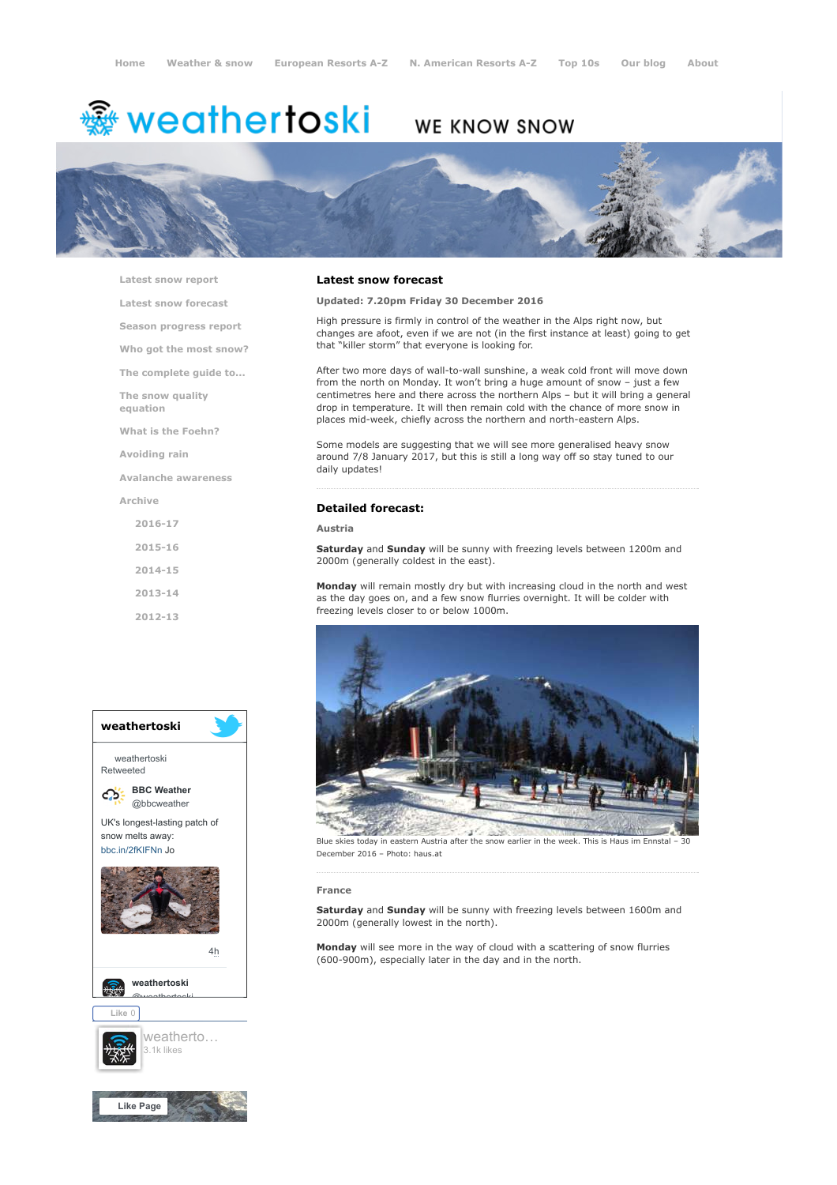Home   Weather & snow   European Resorts A-Z   N. American Resorts A-Z   Top 10s   Our blog   About

# weathertoski

WE KNOW SNOW

- Latest snow report
- Latest snow forecast
- Season progress report
- Who got the most snow?
- The complete guide to...
- The snow quality equation
- What is the Foehn?
- Avoiding rain
- Avalanche awareness
- Archive
  - 2016-17
  - 2015-16
  - 2014-15
  - 2013-14
  - 2012-13

## Latest snow forecast

**Updated: 7.20pm Friday 30 December 2016**

High pressure is firmly in control of the weather in the Alps right now, but changes are afoot, even if we are not (in the first instance at least) going to get that "killer storm" that everyone is looking for.

After two more days of wall-to-wall sunshine, a weak cold front will move down from the north on Monday. It won't bring a huge amount of snow – just a few centimetres here and there across the northern Alps – but it will bring a general drop in temperature. It will then remain cold with the chance of more snow in places mid-week, chiefly across the northern and north-eastern Alps.

Some models are suggesting that we will see more generalised heavy snow around 7/8 January 2017, but this is still a long way off so stay tuned to our daily updates!

## Detailed forecast:

### Austria

**Saturday** and **Sunday** will be sunny with freezing levels between 1200m and 2000m (generally coldest in the east).

**Monday** will remain mostly dry but with increasing cloud in the north and west as the day goes on, and a few snow flurries overnight. It will be colder with freezing levels closer to or below 1000m.

Blue skies today in eastern Austria after the snow earlier in the week. This is Haus im Ennstal – 30 December 2016 – Photo: haus.at

### France

**Saturday** and **Sunday** will be sunny with freezing levels between 1600m and 2000m (generally lowest in the north).

**Monday** will see more in the way of cloud with a scattering of snow flurries (600-900m), especially later in the day and in the north.

**weathertoski**

weathertoski Retweeted

**BBC Weather** @bbcweather

UK's longest-lasting patch of snow melts away: bbc.in/2fKIFNn Jo

4h

**weathertoski** @weathertoski

Like 0

weatherto... 3.1k likes

Like Page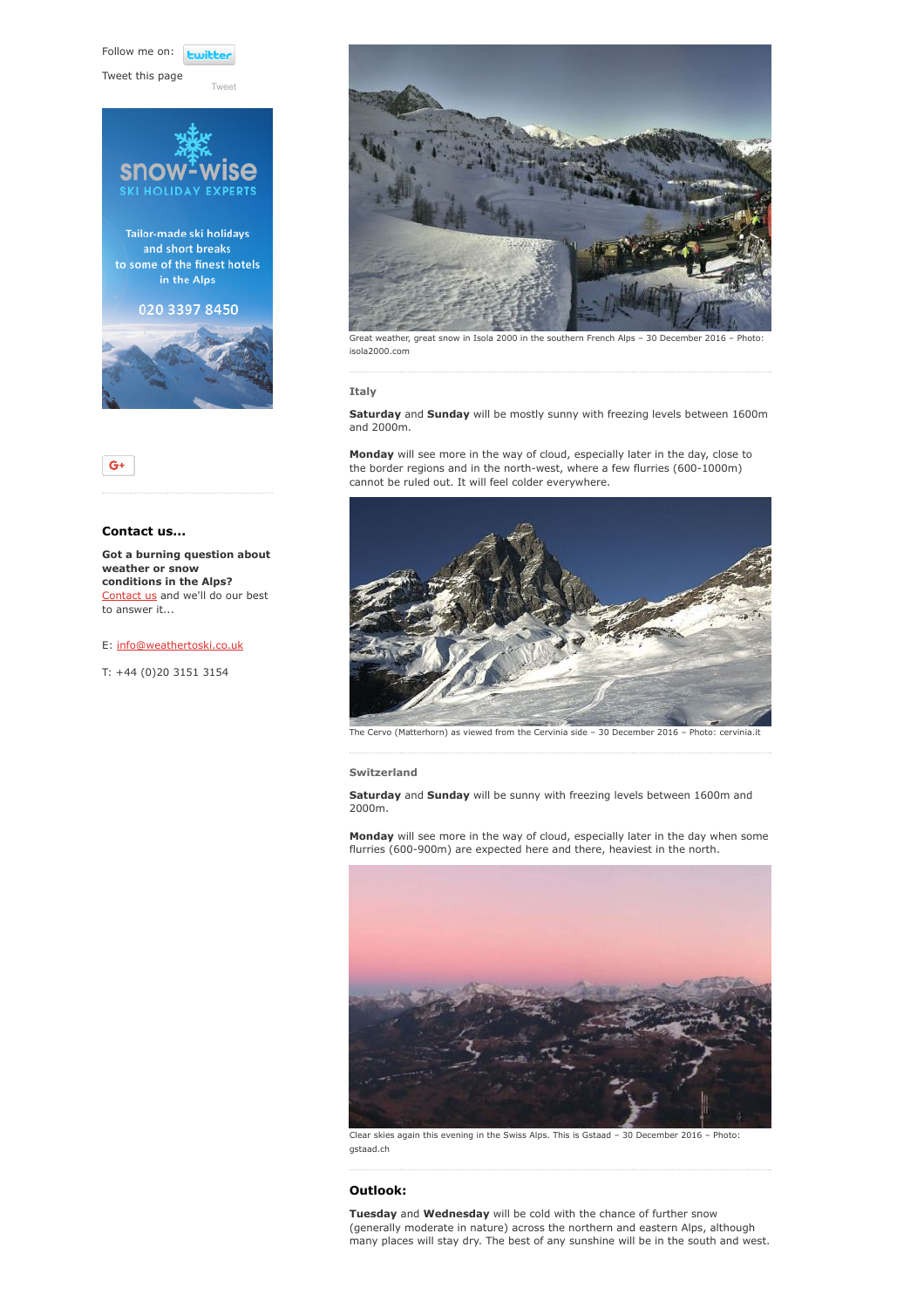Follow me on: twitter

Tweet this page

Tweet

snow-wise SKI HOLIDAY EXPERTS

Tailor-made ski holidays and short breaks to some of the finest hotels in the Alps

020 3397 8450

G+

### Contact us...

**Got a burning question about weather or snow conditions in the Alps?** Contact us and we'll do our best to answer it...

E: info@weathertoski.co.uk

T: +44 (0)20 3151 3154

Great weather, great snow in Isola 2000 in the southern French Alps – 30 December 2016 – Photo: isola2000.com

**Italy**

**Saturday** and **Sunday** will be mostly sunny with freezing levels between 1600m and 2000m.

**Monday** will see more in the way of cloud, especially later in the day, close to the border regions and in the north-west, where a few flurries (600-1000m) cannot be ruled out. It will feel colder everywhere.

The Cervo (Matterhorn) as viewed from the Cervinia side – 30 December 2016 – Photo: cervinia.it

**Switzerland**

**Saturday** and **Sunday** will be sunny with freezing levels between 1600m and 2000m.

**Monday** will see more in the way of cloud, especially later in the day when some flurries (600-900m) are expected here and there, heaviest in the north.

Clear skies again this evening in the Swiss Alps. This is Gstaad – 30 December 2016 – Photo: gstaad.ch

### Outlook:

**Tuesday** and **Wednesday** will be cold with the chance of further snow (generally moderate in nature) across the northern and eastern Alps, although many places will stay dry. The best of any sunshine will be in the south and west.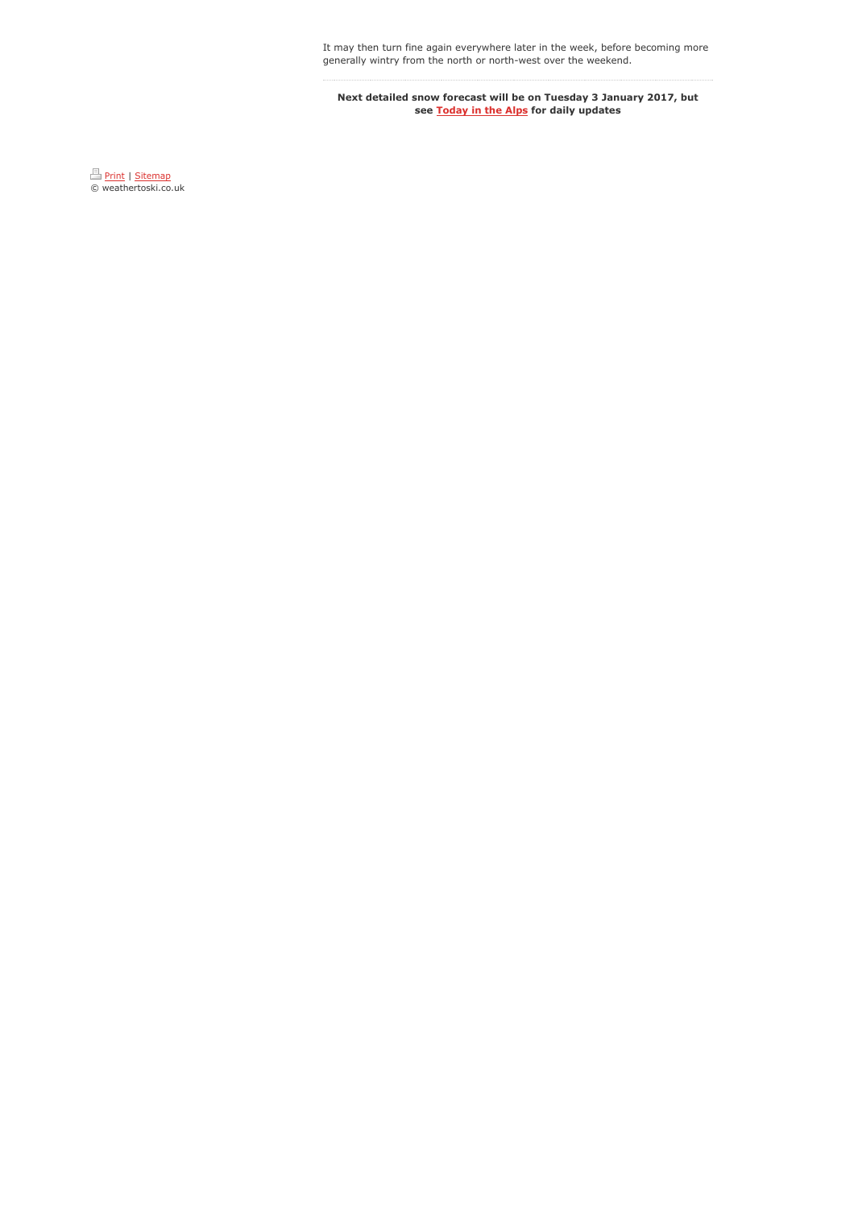It may then turn fine again everywhere later in the week, before becoming more generally wintry from the north or north-west over the weekend.

---

**Next detailed snow forecast will be on Tuesday 3 January 2017, but see Today in the Alps for daily updates**

Print | Sitemap
© weathertoski.co.uk